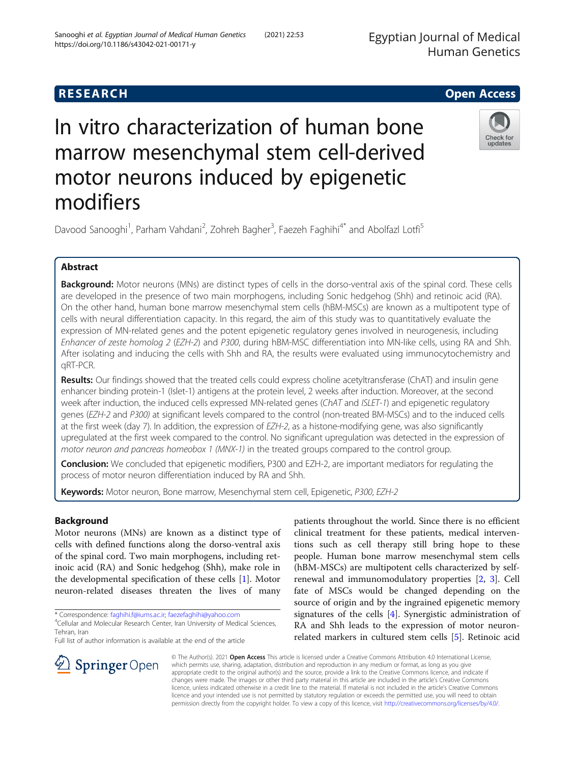RESEARCH

Open Access

# In vitro characterization of human bone marrow mesenchymal stem cell-derived motor neurons induced by epigenetic modifiers

Davood Sanooghi[1], Parham Vahdani[2], Zohreh Bagher[3], Faezeh Faghihi[4*] and Abolfazl Lotfi[5]

## Abstract

**Background:** Motor neurons (MNs) are distinct types of cells in the dorso-ventral axis of the spinal cord. These cells are developed in the presence of two main morphogens, including Sonic hedgehog (Shh) and retinoic acid (RA). On the other hand, human bone marrow mesenchymal stem cells (hBM-MSCs) are known as a multipotent type of cells with neural differentiation capacity. In this regard, the aim of this study was to quantitatively evaluate the expression of MN-related genes and the potent epigenetic regulatory genes involved in neurogenesis, including *Enhancer of zeste homolog 2* (*EZH-2*) and *P300*, during hBM-MSC differentiation into MN-like cells, using RA and Shh. After isolating and inducing the cells with Shh and RA, the results were evaluated using immunocytochemistry and qRT-PCR.

**Results:** Our findings showed that the treated cells could express choline acetyltransferase (ChAT) and insulin gene enhancer binding protein-1 (Islet-1) antigens at the protein level, 2 weeks after induction. Moreover, at the second week after induction, the induced cells expressed MN-related genes (*ChAT* and *ISLET-1*) and epigenetic regulatory genes (*EZH-2* and *P300)* at significant levels compared to the control (non-treated BM-MSCs) and to the induced cells at the first week (day 7). In addition, the expression of *EZH-2*, as a histone-modifying gene, was also significantly upregulated at the first week compared to the control. No significant upregulation was detected in the expression of *motor neuron and pancreas homeobox 1 (MNX-1)* in the treated groups compared to the control group.

**Conclusion:** We concluded that epigenetic modifiers, P300 and EZH-2, are important mediators for regulating the process of motor neuron differentiation induced by RA and Shh.

**Keywords:** Motor neuron, Bone marrow, Mesenchymal stem cell, Epigenetic, *P300*, *EZH-2*

## Background

Motor neurons (MNs) are known as a distinct type of cells with defined functions along the dorso-ventral axis of the spinal cord. Two main morphogens, including retinoic acid (RA) and Sonic hedgehog (Shh), make role in the developmental specification of these cells [1]. Motor neuron-related diseases threaten the lives of many patients throughout the world. Since there is no efficient clinical treatment for these patients, medical interventions such as cell therapy still bring hope to these people. Human bone marrow mesenchymal stem cells (hBM-MSCs) are multipotent cells characterized by self-renewal and immunomodulatory properties [2, 3]. Cell fate of MSCs would be changed depending on the source of origin and by the ingrained epigenetic memory signatures of the cells [4]. Synergistic administration of RA and Shh leads to the expression of motor neuron-related markers in cultured stem cells [5]. Retinoic acid

\* Correspondence: faghihi.f@iums.ac.ir; faezefaghihi@yahoo.com
[4]Cellular and Molecular Research Center, Iran University of Medical Sciences, Tehran, Iran
Full list of author information is available at the end of the article

© The Author(s). 2021 **Open Access** This article is licensed under a Creative Commons Attribution 4.0 International License, which permits use, sharing, adaptation, distribution and reproduction in any medium or format, as long as you give appropriate credit to the original author(s) and the source, provide a link to the Creative Commons licence, and indicate if changes were made. The images or other third party material in this article are included in the article's Creative Commons licence, unless indicated otherwise in a credit line to the material. If material is not included in the article's Creative Commons licence and your intended use is not permitted by statutory regulation or exceeds the permitted use, you will need to obtain permission directly from the copyright holder. To view a copy of this licence, visit http://creativecommons.org/licenses/by/4.0/.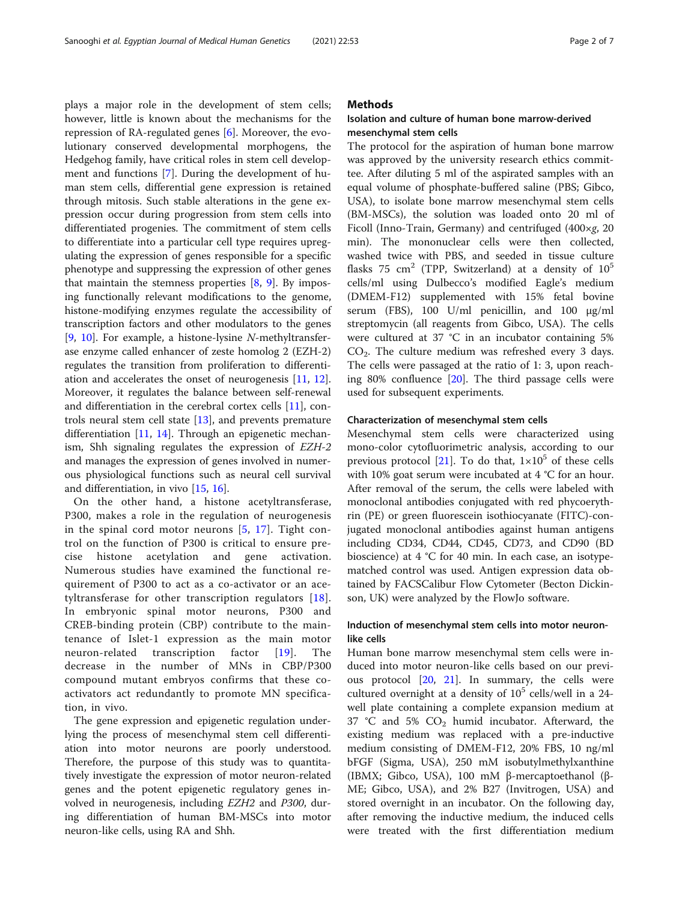plays a major role in the development of stem cells; however, little is known about the mechanisms for the repression of RA-regulated genes [6]. Moreover, the evolutionary conserved developmental morphogens, the Hedgehog family, have critical roles in stem cell development and functions [7]. During the development of human stem cells, differential gene expression is retained through mitosis. Such stable alterations in the gene expression occur during progression from stem cells into differentiated progenies. The commitment of stem cells to differentiate into a particular cell type requires upregulating the expression of genes responsible for a specific phenotype and suppressing the expression of other genes that maintain the stemness properties [8, 9]. By imposing functionally relevant modifications to the genome, histone-modifying enzymes regulate the accessibility of transcription factors and other modulators to the genes [9, 10]. For example, a histone-lysine *N*-methyltransferase enzyme called enhancer of zeste homolog 2 (EZH-2) regulates the transition from proliferation to differentiation and accelerates the onset of neurogenesis [11, 12]. Moreover, it regulates the balance between self-renewal and differentiation in the cerebral cortex cells [11], controls neural stem cell state [13], and prevents premature differentiation [11, 14]. Through an epigenetic mechanism, Shh signaling regulates the expression of *EZH-2* and manages the expression of genes involved in numerous physiological functions such as neural cell survival and differentiation, in vivo [15, 16].

On the other hand, a histone acetyltransferase, P300, makes a role in the regulation of neurogenesis in the spinal cord motor neurons [5, 17]. Tight control on the function of P300 is critical to ensure precise histone acetylation and gene activation. Numerous studies have examined the functional requirement of P300 to act as a co-activator or an acetyltransferase for other transcription regulators [18]. In embryonic spinal motor neurons, P300 and CREB-binding protein (CBP) contribute to the maintenance of Islet-1 expression as the main motor neuron-related transcription factor [19]. The decrease in the number of MNs in CBP/P300 compound mutant embryos confirms that these co-activators act redundantly to promote MN specification, in vivo.

The gene expression and epigenetic regulation underlying the process of mesenchymal stem cell differentiation into motor neurons are poorly understood. Therefore, the purpose of this study was to quantitatively investigate the expression of motor neuron-related genes and the potent epigenetic regulatory genes involved in neurogenesis, including *EZH2* and *P300*, during differentiation of human BM-MSCs into motor neuron-like cells, using RA and Shh.

## Methods

### Isolation and culture of human bone marrow-derived mesenchymal stem cells

The protocol for the aspiration of human bone marrow was approved by the university research ethics committee. After diluting 5 ml of the aspirated samples with an equal volume of phosphate-buffered saline (PBS; Gibco, USA), to isolate bone marrow mesenchymal stem cells (BM-MSCs), the solution was loaded onto 20 ml of Ficoll (Inno-Train, Germany) and centrifuged (400×*g*, 20 min). The mononuclear cells were then collected, washed twice with PBS, and seeded in tissue culture flasks 75 $cm^2$ (TPP, Switzerland) at a density of $10^5$ cells/ml using Dulbecco's modified Eagle's medium (DMEM-F12) supplemented with 15% fetal bovine serum (FBS), 100 U/ml penicillin, and 100 μg/ml streptomycin (all reagents from Gibco, USA). The cells were cultured at 37 °C in an incubator containing 5% $CO_2$. The culture medium was refreshed every 3 days. The cells were passaged at the ratio of 1: 3, upon reaching 80% confluence [20]. The third passage cells were used for subsequent experiments.

### Characterization of mesenchymal stem cells

Mesenchymal stem cells were characterized using mono-color cytofluorimetric analysis, according to our previous protocol [21]. To do that, $1\times10^5$ of these cells with 10% goat serum were incubated at 4 °C for an hour. After removal of the serum, the cells were labeled with monoclonal antibodies conjugated with red phycoerythrin (PE) or green fluorescein isothiocyanate (FITC)-conjugated monoclonal antibodies against human antigens including CD34, CD44, CD45, CD73, and CD90 (BD bioscience) at 4 °C for 40 min. In each case, an isotype-matched control was used. Antigen expression data obtained by FACSCalibur Flow Cytometer (Becton Dickinson, UK) were analyzed by the FlowJo software.

### Induction of mesenchymal stem cells into motor neuron-like cells

Human bone marrow mesenchymal stem cells were induced into motor neuron-like cells based on our previous protocol [20, 21]. In summary, the cells were cultured overnight at a density of $10^5$ cells/well in a 24-well plate containing a complete expansion medium at 37 °C and 5% $CO_2$ humid incubator. Afterward, the existing medium was replaced with a pre-inductive medium consisting of DMEM-F12, 20% FBS, 10 ng/ml bFGF (Sigma, USA), 250 mM isobutylmethylxanthine (IBMX; Gibco, USA), 100 mM β-mercaptoethanol (β-ME; Gibco, USA), and 2% B27 (Invitrogen, USA) and stored overnight in an incubator. On the following day, after removing the inductive medium, the induced cells were treated with the first differentiation medium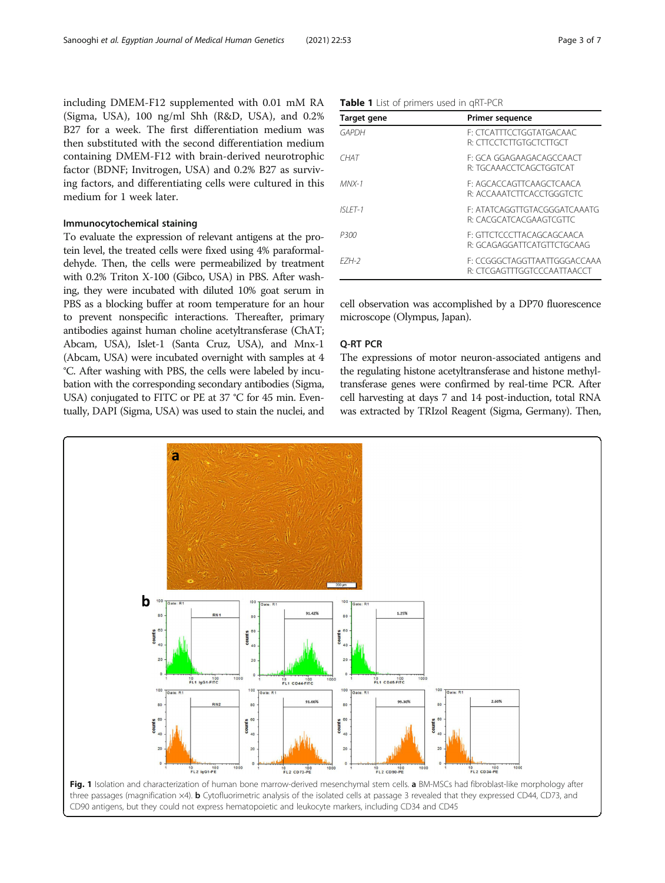including DMEM-F12 supplemented with 0.01 mM RA (Sigma, USA), 100 ng/ml Shh (R&D, USA), and 0.2% B27 for a week. The first differentiation medium was then substituted with the second differentiation medium containing DMEM-F12 with brain-derived neurotrophic factor (BDNF; Invitrogen, USA) and 0.2% B27 as surviving factors, and differentiating cells were cultured in this medium for 1 week later.

### Immunocytochemical staining

To evaluate the expression of relevant antigens at the protein level, the treated cells were fixed using 4% paraformaldehyde. Then, the cells were permeabilized by treatment with 0.2% Triton X-100 (Gibco, USA) in PBS. After washing, they were incubated with diluted 10% goat serum in PBS as a blocking buffer at room temperature for an hour to prevent nonspecific interactions. Thereafter, primary antibodies against human choline acetyltransferase (ChAT; Abcam, USA), Islet-1 (Santa Cruz, USA), and Mnx-1 (Abcam, USA) were incubated overnight with samples at 4 °C. After washing with PBS, the cells were labeled by incubation with the corresponding secondary antibodies (Sigma, USA) conjugated to FITC or PE at 37 °C for 45 min. Eventually, DAPI (Sigma, USA) was used to stain the nuclei, and cell observation was accomplished by a DP70 fluorescence microscope (Olympus, Japan).

**Table 1** List of primers used in qRT-PCR

| Target gene | Primer sequence |
|---|---|
| *GAPDH* | F: CTCATTTCCTGGTATGACAAC<br>R: CTTCCTCTTGTGCTCTTGCT |
| *CHAT* | F: GCA GGAGAAGACAGCCAACT<br>R: TGCAAACCTCAGCTGGTCAT |
| *MNX-1* | F: AGCACCAGTTCAAGCTCAACA<br>R: ACCAAATCTTCACCTGGGTCTC |
| *ISLET-1* | F: ATATCAGGTTGTACGGGATCAAATG<br>R: CACGCATCACGAAGTCGTTC |
| *P300* | F: GTTCTCCCTTACAGCAGCAACA<br>R: GCAGAGGATTCATGTTCTGCAAG |
| *EZH-2* | F: CCGGGCTAGGTTAATTGGGACCAAA<br>R: CTCGAGTTTGGTCCCAATTAACCT |

### Q-RT PCR

The expressions of motor neuron-associated antigens and the regulating histone acetyltransferase and histone methyltransferase genes were confirmed by real-time PCR. After cell harvesting at days 7 and 14 post-induction, total RNA was extracted by TRIzol Reagent (Sigma, Germany). Then,

**Fig. 1** Isolation and characterization of human bone marrow-derived mesenchymal stem cells. **a** BM-MSCs had fibroblast-like morphology after three passages (magnification ×4). **b** Cytofluorimetric analysis of the isolated cells at passage 3 revealed that they expressed CD44, CD73, and CD90 antigens, but they could not express hematopoietic and leukocyte markers, including CD34 and CD45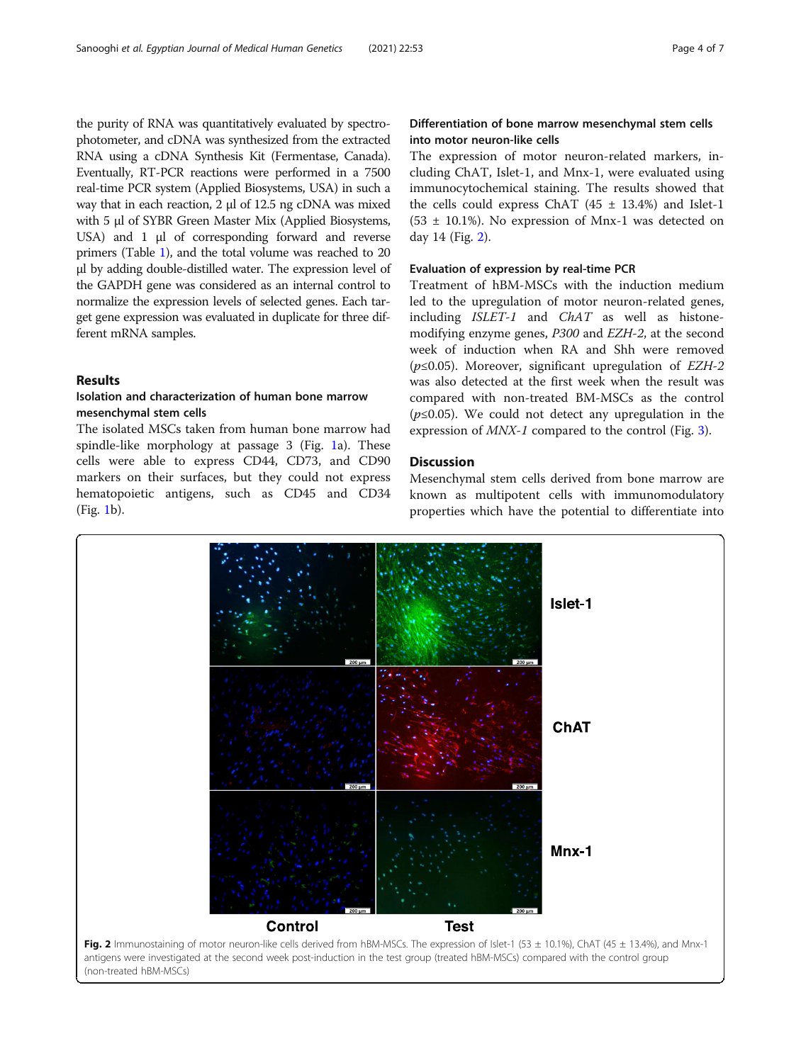the purity of RNA was quantitatively evaluated by spectrophotometer, and cDNA was synthesized from the extracted RNA using a cDNA Synthesis Kit (Fermentase, Canada). Eventually, RT-PCR reactions were performed in a 7500 real-time PCR system (Applied Biosystems, USA) in such a way that in each reaction, 2 μl of 12.5 ng cDNA was mixed with 5 μl of SYBR Green Master Mix (Applied Biosystems, USA) and 1 μl of corresponding forward and reverse primers (Table 1), and the total volume was reached to 20 μl by adding double-distilled water. The expression level of the GAPDH gene was considered as an internal control to normalize the expression levels of selected genes. Each target gene expression was evaluated in duplicate for three different mRNA samples.

## Results

### Isolation and characterization of human bone marrow mesenchymal stem cells

The isolated MSCs taken from human bone marrow had spindle-like morphology at passage 3 (Fig. 1a). These cells were able to express CD44, CD73, and CD90 markers on their surfaces, but they could not express hematopoietic antigens, such as CD45 and CD34 (Fig. 1b).

### Differentiation of bone marrow mesenchymal stem cells into motor neuron-like cells

The expression of motor neuron-related markers, including ChAT, Islet-1, and Mnx-1, were evaluated using immunocytochemical staining. The results showed that the cells could express ChAT (45 ± 13.4%) and Islet-1 (53 ± 10.1%). No expression of Mnx-1 was detected on day 14 (Fig. 2).

### Evaluation of expression by real-time PCR

Treatment of hBM-MSCs with the induction medium led to the upregulation of motor neuron-related genes, including *ISLET-1* and *ChAT* as well as histone-modifying enzyme genes, *P300* and *EZH-2*, at the second week of induction when RA and Shh were removed ($p \leq 0.05$). Moreover, significant upregulation of *EZH-2* was also detected at the first week when the result was compared with non-treated BM-MSCs as the control ($p \leq 0.05$). We could not detect any upregulation in the expression of *MNX-1* compared to the control (Fig. 3).

## Discussion

Mesenchymal stem cells derived from bone marrow are known as multipotent cells with immunomodulatory properties which have the potential to differentiate into

**Fig. 2** Immunostaining of motor neuron-like cells derived from hBM-MSCs. The expression of Islet-1 (53 ± 10.1%), ChAT (45 ± 13.4%), and Mnx-1 antigens were investigated at the second week post-induction in the test group (treated hBM-MSCs) compared with the control group (non-treated hBM-MSCs)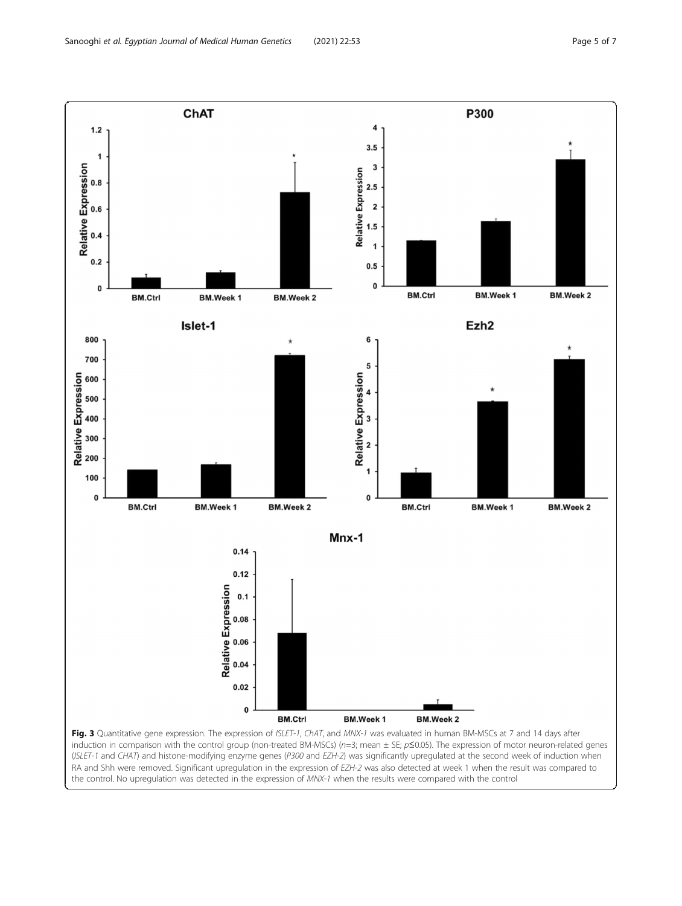**Fig. 3** Quantitative gene expression. The expression of *ISLET-1*, *ChAT*, and *MNX-1* was evaluated in human BM-MSCs at 7 and 14 days after induction in comparison with the control group (non-treated BM-MSCs) ($n$=3; mean ± SE; $p \leq 0.05$). The expression of motor neuron-related genes (*ISLET-1* and *CHAT*) and histone-modifying enzyme genes (*P300* and *EZH-2*) was significantly upregulated at the second week of induction when RA and Shh were removed. Significant upregulation in the expression of *EZH-2* was also detected at week 1 when the result was compared to the control. No upregulation was detected in the expression of *MNX-1* when the results were compared with the control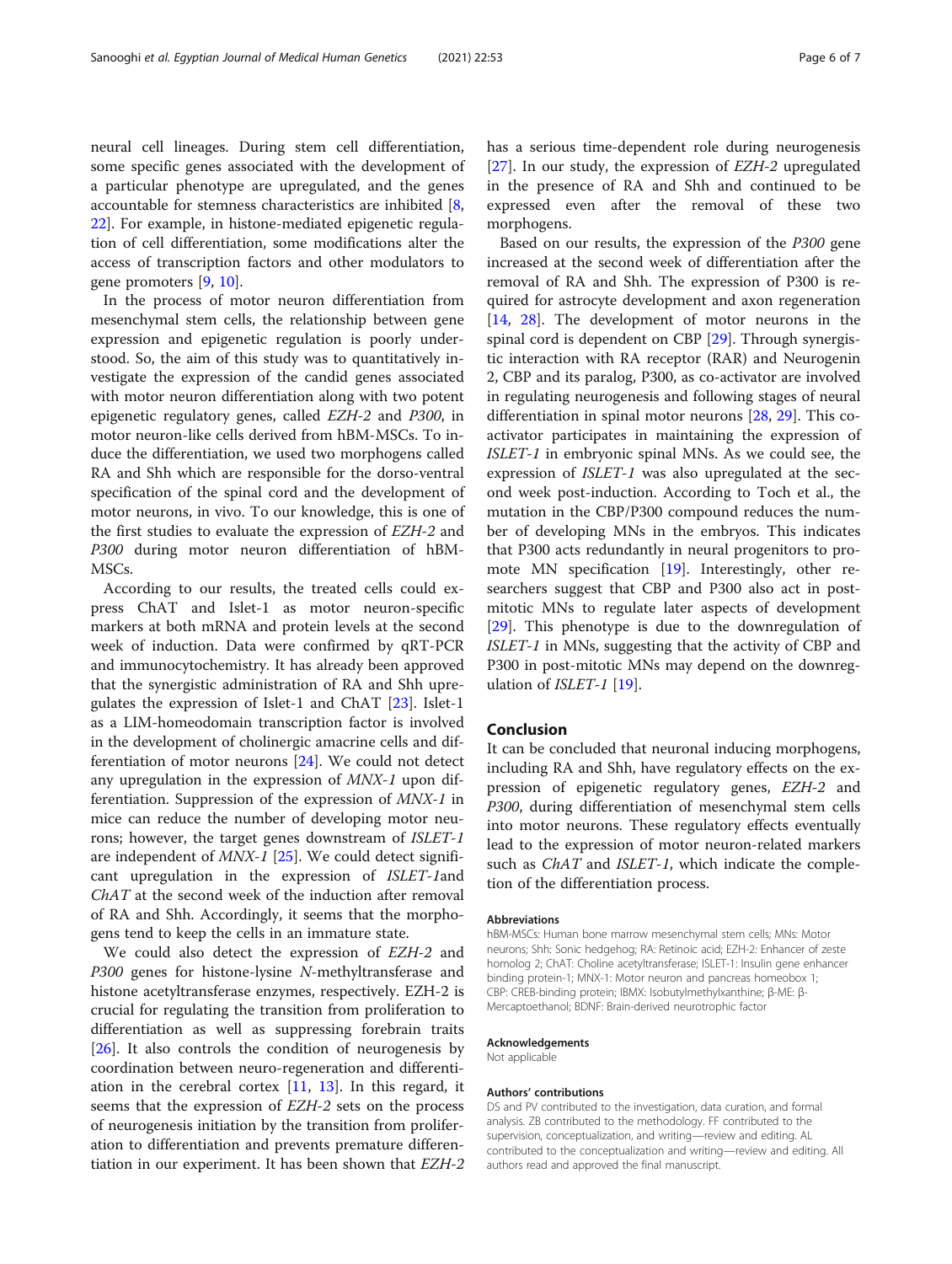neural cell lineages. During stem cell differentiation, some specific genes associated with the development of a particular phenotype are upregulated, and the genes accountable for stemness characteristics are inhibited [8, 22]. For example, in histone-mediated epigenetic regulation of cell differentiation, some modifications alter the access of transcription factors and other modulators to gene promoters [9, 10].

In the process of motor neuron differentiation from mesenchymal stem cells, the relationship between gene expression and epigenetic regulation is poorly understood. So, the aim of this study was to quantitatively investigate the expression of the candid genes associated with motor neuron differentiation along with two potent epigenetic regulatory genes, called *EZH-2* and *P300*, in motor neuron-like cells derived from hBM-MSCs. To induce the differentiation, we used two morphogens called RA and Shh which are responsible for the dorso-ventral specification of the spinal cord and the development of motor neurons, in vivo. To our knowledge, this is one of the first studies to evaluate the expression of *EZH-2* and *P300* during motor neuron differentiation of hBM-MSCs.

According to our results, the treated cells could express ChAT and Islet-1 as motor neuron-specific markers at both mRNA and protein levels at the second week of induction. Data were confirmed by qRT-PCR and immunocytochemistry. It has already been approved that the synergistic administration of RA and Shh upregulates the expression of Islet-1 and ChAT [23]. Islet-1 as a LIM-homeodomain transcription factor is involved in the development of cholinergic amacrine cells and differentiation of motor neurons [24]. We could not detect any upregulation in the expression of *MNX-1* upon differentiation. Suppression of the expression of *MNX-1* in mice can reduce the number of developing motor neurons; however, the target genes downstream of *ISLET-1* are independent of *MNX-1* [25]. We could detect significant upregulation in the expression of *ISLET-1*and *ChAT* at the second week of the induction after removal of RA and Shh. Accordingly, it seems that the morphogens tend to keep the cells in an immature state.

We could also detect the expression of *EZH-2* and *P300* genes for histone-lysine *N*-methyltransferase and histone acetyltransferase enzymes, respectively. EZH-2 is crucial for regulating the transition from proliferation to differentiation as well as suppressing forebrain traits [26]. It also controls the condition of neurogenesis by coordination between neuro-regeneration and differentiation in the cerebral cortex [11, 13]. In this regard, it seems that the expression of *EZH-2* sets on the process of neurogenesis initiation by the transition from proliferation to differentiation and prevents premature differentiation in our experiment. It has been shown that *EZH-2* has a serious time-dependent role during neurogenesis [27]. In our study, the expression of *EZH-2* upregulated in the presence of RA and Shh and continued to be expressed even after the removal of these two morphogens.

Based on our results, the expression of the *P300* gene increased at the second week of differentiation after the removal of RA and Shh. The expression of P300 is required for astrocyte development and axon regeneration [14, 28]. The development of motor neurons in the spinal cord is dependent on CBP [29]. Through synergistic interaction with RA receptor (RAR) and Neurogenin 2, CBP and its paralog, P300, as co-activator are involved in regulating neurogenesis and following stages of neural differentiation in spinal motor neurons [28, 29]. This co-activator participates in maintaining the expression of *ISLET-1* in embryonic spinal MNs. As we could see, the expression of *ISLET-1* was also upregulated at the second week post-induction. According to Toch et al., the mutation in the CBP/P300 compound reduces the number of developing MNs in the embryos. This indicates that P300 acts redundantly in neural progenitors to promote MN specification [19]. Interestingly, other researchers suggest that CBP and P300 also act in post-mitotic MNs to regulate later aspects of development [29]. This phenotype is due to the downregulation of *ISLET-1* in MNs, suggesting that the activity of CBP and P300 in post-mitotic MNs may depend on the downregulation of *ISLET-1* [19].

## Conclusion

It can be concluded that neuronal inducing morphogens, including RA and Shh, have regulatory effects on the expression of epigenetic regulatory genes, *EZH-2* and *P300*, during differentiation of mesenchymal stem cells into motor neurons. These regulatory effects eventually lead to the expression of motor neuron-related markers such as *ChAT* and *ISLET-1*, which indicate the completion of the differentiation process.

### Abbreviations

hBM-MSCs: Human bone marrow mesenchymal stem cells; MNs: Motor neurons; Shh: Sonic hedgehog; RA: Retinoic acid; EZH-2: Enhancer of zeste homolog 2; ChAT: Choline acetyltransferase; ISLET-1: Insulin gene enhancer binding protein-1; MNX-1: Motor neuron and pancreas homeobox 1; CBP: CREB-binding protein; IBMX: Isobutylmethylxanthine; β-ME: β-Mercaptoethanol; BDNF: Brain-derived neurotrophic factor

### Acknowledgements

Not applicable

### Authors' contributions

DS and PV contributed to the investigation, data curation, and formal analysis. ZB contributed to the methodology. FF contributed to the supervision, conceptualization, and writing—review and editing. AL contributed to the conceptualization and writing—review and editing. All authors read and approved the final manuscript.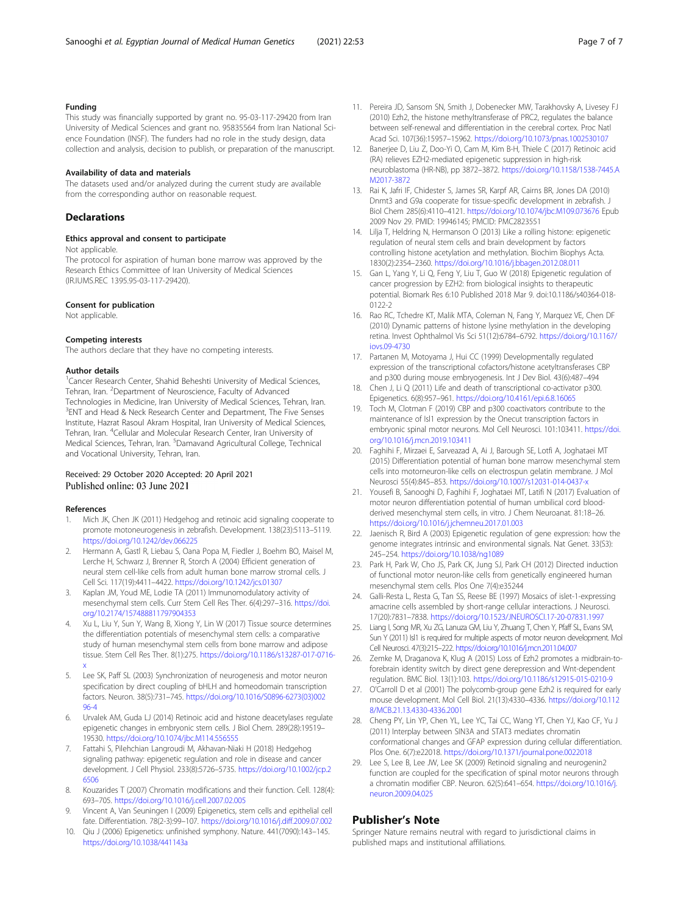### Funding

This study was financially supported by grant no. 95-03-117-29420 from Iran University of Medical Sciences and grant no. 95835564 from Iran National Science Foundation (INSF). The funders had no role in the study design, data collection and analysis, decision to publish, or preparation of the manuscript.

### Availability of data and materials

The datasets used and/or analyzed during the current study are available from the corresponding author on reasonable request.

## Declarations

### Ethics approval and consent to participate

Not applicable.

The protocol for aspiration of human bone marrow was approved by the Research Ethics Committee of Iran University of Medical Sciences (IR.IUMS.REC 1395.95-03-117-29420).

### Consent for publication

Not applicable.

### Competing interests

The authors declare that they have no competing interests.

### Author details

[1]Cancer Research Center, Shahid Beheshti University of Medical Sciences, Tehran, Iran. [2]Department of Neuroscience, Faculty of Advanced Technologies in Medicine, Iran University of Medical Sciences, Tehran, Iran. [3]ENT and Head & Neck Research Center and Department, The Five Senses Institute, Hazrat Rasoul Akram Hospital, Iran University of Medical Sciences, Tehran, Iran. [4]Cellular and Molecular Research Center, Iran University of Medical Sciences, Tehran, Iran. [5]Damavand Agricultural College, Technical and Vocational University, Tehran, Iran.

Received: 29 October 2020 Accepted: 20 April 2021
Published online: 03 June 2021

### References

1. Mich JK, Chen JK (2011) Hedgehog and retinoic acid signaling cooperate to promote motoneurogenesis in zebrafish. Development. 138(23):5113–5119. https://doi.org/10.1242/dev.066225
2. Hermann A, Gastl R, Liebau S, Oana Popa M, Fiedler J, Boehm BO, Maisel M, Lerche H, Schwarz J, Brenner R, Storch A (2004) Efficient generation of neural stem cell-like cells from adult human bone marrow stromal cells. J Cell Sci. 117(19):4411–4422. https://doi.org/10.1242/jcs.01307
3. Kaplan JM, Youd ME, Lodie TA (2011) Immunomodulatory activity of mesenchymal stem cells. Curr Stem Cell Res Ther. 6(4):297–316. https://doi.org/10.2174/157488811797904353
4. Xu L, Liu Y, Sun Y, Wang B, Xiong Y, Lin W (2017) Tissue source determines the differentiation potentials of mesenchymal stem cells: a comparative study of human mesenchymal stem cells from bone marrow and adipose tissue. Stem Cell Res Ther. 8(1):275. https://doi.org/10.1186/s13287-017-0716-x
5. Lee SK, Pfaff SL (2003) Synchronization of neurogenesis and motor neuron specification by direct coupling of bHLH and homeodomain transcription factors. Neuron. 38(5):731–745. https://doi.org/10.1016/S0896-6273(03)00296-4
6. Urvalek AM, Guda LJ (2014) Retinoic acid and histone deacetylases regulate epigenetic changes in embryonic stem cells. J Biol Chem. 289(28):19519–19530. https://doi.org/10.1074/jbc.M114.556555
7. Fattahi S, Pilehchian Langroudi M, Akhavan-Niaki H (2018) Hedgehog signaling pathway: epigenetic regulation and role in disease and cancer development. J Cell Physiol. 233(8):5726–5735. https://doi.org/10.1002/jcp.26506
8. Kouzarides T (2007) Chromatin modifications and their function. Cell. 128(4):693–705. https://doi.org/10.1016/j.cell.2007.02.005
9. Vincent A, Van Seuningen I (2009) Epigenetics, stem cells and epithelial cell fate. Differentiation. 78(2-3):99–107. https://doi.org/10.1016/j.diff.2009.07.002
10. Qiu J (2006) Epigenetics: unfinished symphony. Nature. 441(7090):143–145. https://doi.org/10.1038/441143a
11. Pereira JD, Sansom SN, Smith J, Dobenecker MW, Tarakhovsky A, Livesey FJ (2010) Ezh2, the histone methyltransferase of PRC2, regulates the balance between self-renewal and differentiation in the cerebral cortex. Proc Natl Acad Sci. 107(36):15957–15962. https://doi.org/10.1073/pnas.1002530107
12. Banerjee D, Liu Z, Doo-Yi O, Cam M, Kim B-H, Thiele C (2017) Retinoic acid (RA) relieves EZH2-mediated epigenetic suppression in high-risk neuroblastoma (HR-NB), pp 3872–3872. https://doi.org/10.1158/1538-7445.AM2017-3872
13. Rai K, Jafri IF, Chidester S, James SR, Karpf AR, Cairns BR, Jones DA (2010) Dnmt3 and G9a cooperate for tissue-specific development in zebrafish. J Biol Chem 285(6):4110–4121. https://doi.org/10.1074/jbc.M109.073676 Epub 2009 Nov 29. PMID: 19946145; PMCID: PMC2823551
14. Lilja T, Heldring N, Hermanson O (2013) Like a rolling histone: epigenetic regulation of neural stem cells and brain development by factors controlling histone acetylation and methylation. Biochim Biophys Acta. 1830(2):2354–2360. https://doi.org/10.1016/j.bbagen.2012.08.011
15. Gan L, Yang Y, Li Q, Feng Y, Liu T, Guo W (2018) Epigenetic regulation of cancer progression by EZH2: from biological insights to therapeutic potential. Biomark Res 6:10 Published 2018 Mar 9. doi:10.1186/s40364-018-0122-2
16. Rao RC, Tchedre KT, Malik MTA, Coleman N, Fang Y, Marquez VE, Chen DF (2010) Dynamic patterns of histone lysine methylation in the developing retina. Invest Ophthalmol Vis Sci 51(12):6784–6792. https://doi.org/10.1167/iovs.09-4730
17. Partanen M, Motoyama J, Hui CC (1999) Developmentally regulated expression of the transcriptional cofactors/histone acetyltransferases CBP and p300 during mouse embryogenesis. Int J Dev Biol. 43(6):487–494
18. Chen J, Li Q (2011) Life and death of transcriptional co-activator p300. Epigenetics. 6(8):957–961. https://doi.org/10.4161/epi.6.8.16065
19. Toch M, Clotman F (2019) CBP and p300 coactivators contribute to the maintenance of Isl1 expression by the Onecut transcription factors in embryonic spinal motor neurons. Mol Cell Neurosci. 101:103411. https://doi.org/10.1016/j.mcn.2019.103411
20. Faghihi F, Mirzaei E, Sarveazad A, Ai J, Barough SE, Lotfi A, Joghataei MT (2015) Differentiation potential of human bone marrow mesenchymal stem cells into motorneuron-like cells on electrospun gelatin membrane. J Mol Neurosci 55(4):845–853. https://doi.org/10.1007/s12031-014-0437-x
21. Yousefi B, Sanooghi D, Faghihi F, Joghataei MT, Latifi N (2017) Evaluation of motor neuron differentiation potential of human umbilical cord blood-derived mesenchymal stem cells, in vitro. J Chem Neuroanat. 81:18–26. https://doi.org/10.1016/j.jchemneu.2017.01.003
22. Jaenisch R, Bird A (2003) Epigenetic regulation of gene expression: how the genome integrates intrinsic and environmental signals. Nat Genet. 33(S3):245–254. https://doi.org/10.1038/ng1089
23. Park H, Park W, Cho JS, Park CK, Jung SJ, Park CH (2012) Directed induction of functional motor neuron-like cells from genetically engineered human mesenchymal stem cells. Plos One 7(4):e35244
24. Galli-Resta L, Resta G, Tan SS, Reese BE (1997) Mosaics of islet-1-expressing amacrine cells assembled by short-range cellular interactions. J Neurosci. 17(20):7831–7838. https://doi.org/10.1523/JNEUROSCI.17-20-07831.1997
25. Liang I, Song MR, Xu ZG, Lanuza GM, Liu Y, Zhuang T, Chen Y, Pfaff SL, Evans SM, Sun Y (2011) Isl1 is required for multiple aspects of motor neuron development. Mol Cell Neurosci. 47(3):215–222. https://doi.org/10.1016/j.mcn.2011.04.007
26. Zemke M, Draganova K, Klug A (2015) Loss of Ezh2 promotes a midbrain-to-forebrain identity switch by direct gene derepression and Wnt-dependent regulation. BMC Biol. 13(1):103. https://doi.org/10.1186/s12915-015-0210-9
27. O'Carroll D et al (2001) The polycomb-group gene Ezh2 is required for early mouse development. Mol Cell Biol. 21(13):4330–4336. https://doi.org/10.1128/MCB.21.13.4330-4336.2001
28. Cheng PY, Lin YP, Chen YL, Lee YC, Tai CC, Wang YT, Chen YJ, Kao CF, Yu J (2011) Interplay between SIN3A and STAT3 mediates chromatin conformational changes and GFAP expression during cellular differentiation. Plos One. 6(7):e22018. https://doi.org/10.1371/journal.pone.0022018
29. Lee S, Lee B, Lee JW, Lee SK (2009) Retinoid signaling and neurogenin2 function are coupled for the specification of spinal motor neurons through a chromatin modifier CBP. Neuron. 62(5):641–654. https://doi.org/10.1016/j.neuron.2009.04.025

## Publisher's Note

Springer Nature remains neutral with regard to jurisdictional claims in published maps and institutional affiliations.